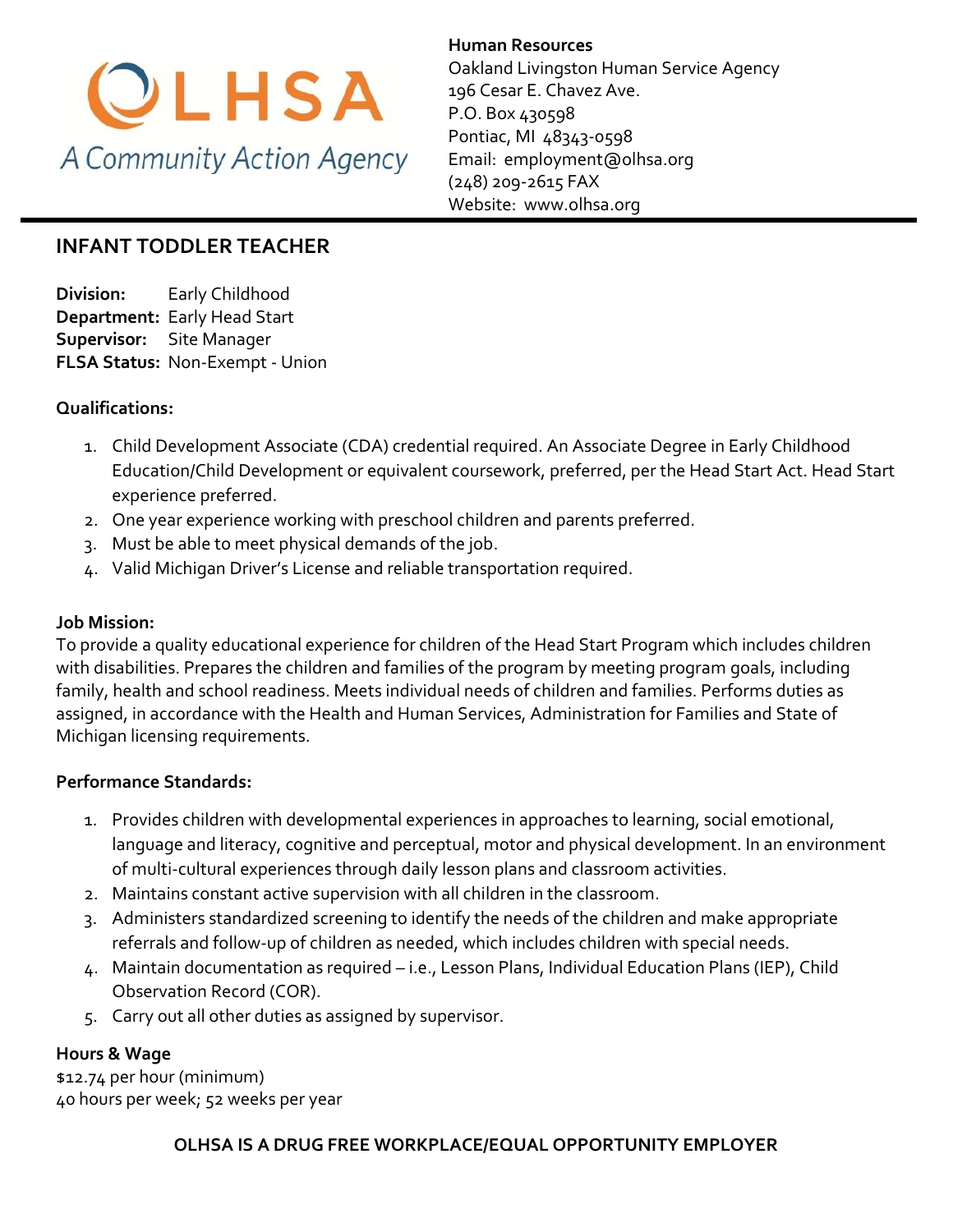OLHSA

A Community Action Agency

**Human Resources**
Oakland Livingston Human Service Agency
196 Cesar E. Chavez Ave.
P.O. Box 430598
Pontiac, MI 48343-0598
Email: employment@olhsa.org
(248) 209-2615 FAX
Website: www.olhsa.org

## INFANT TODDLER TEACHER

**Division:** Early Childhood
**Department:** Early Head Start
**Supervisor:** Site Manager
**FLSA Status:** Non-Exempt - Union

**Qualifications:**

1. Child Development Associate (CDA) credential required. An Associate Degree in Early Childhood Education/Child Development or equivalent coursework, preferred, per the Head Start Act. Head Start experience preferred.
2. One year experience working with preschool children and parents preferred.
3. Must be able to meet physical demands of the job.
4. Valid Michigan Driver's License and reliable transportation required.

**Job Mission:**
To provide a quality educational experience for children of the Head Start Program which includes children with disabilities. Prepares the children and families of the program by meeting program goals, including family, health and school readiness. Meets individual needs of children and families. Performs duties as assigned, in accordance with the Health and Human Services, Administration for Families and State of Michigan licensing requirements.

**Performance Standards:**

1. Provides children with developmental experiences in approaches to learning, social emotional, language and literacy, cognitive and perceptual, motor and physical development. In an environment of multi-cultural experiences through daily lesson plans and classroom activities.
2. Maintains constant active supervision with all children in the classroom.
3. Administers standardized screening to identify the needs of the children and make appropriate referrals and follow-up of children as needed, which includes children with special needs.
4. Maintain documentation as required – i.e., Lesson Plans, Individual Education Plans (IEP), Child Observation Record (COR).
5. Carry out all other duties as assigned by supervisor.

**Hours & Wage**
$12.74 per hour (minimum)
40 hours per week; 52 weeks per year

**OLHSA IS A DRUG FREE WORKPLACE/EQUAL OPPORTUNITY EMPLOYER**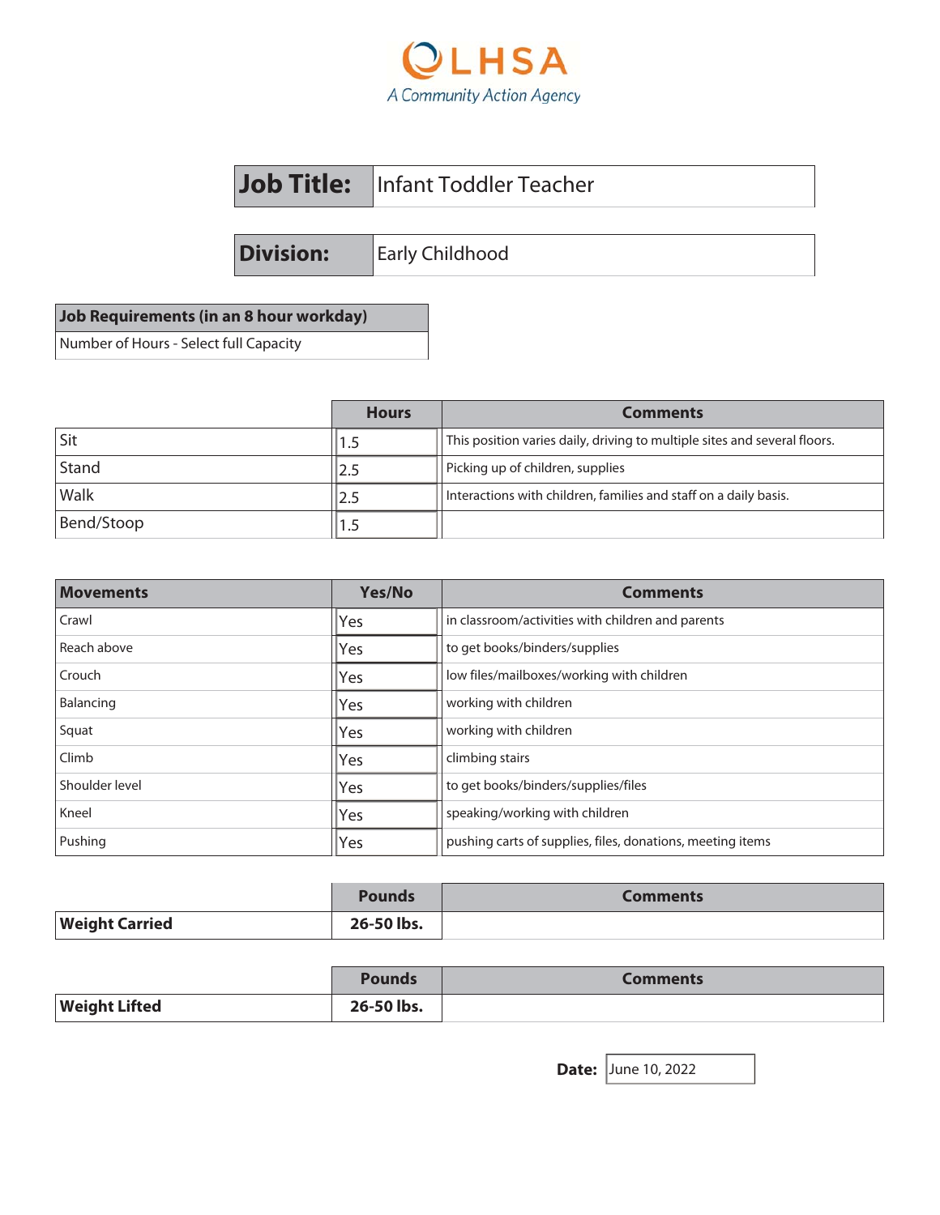LHSA
A Community Action Agency

| Job Title: | Infant Toddler Teacher |
|---|---|
| **Division:** | Early Childhood |

| Job Requirements (in an 8 hour workday) |
|---|
| Number of Hours - Select full Capacity |

| | Hours | Comments |
|---|---|---|
| Sit | 1.5 | This position varies daily, driving to multiple sites and several floors. |
| Stand | 2.5 | Picking up of children, supplies |
| Walk | 2.5 | Interactions with children, families and staff on a daily basis. |
| Bend/Stoop | 1.5 | |

| Movements | Yes/No | Comments |
|---|---|---|
| Crawl | Yes | in classroom/activities with children and parents |
| Reach above | Yes | to get books/binders/supplies |
| Crouch | Yes | low files/mailboxes/working with children |
| Balancing | Yes | working with children |
| Squat | Yes | working with children |
| Climb | Yes | climbing stairs |
| Shoulder level | Yes | to get books/binders/supplies/files |
| Kneel | Yes | speaking/working with children |
| Pushing | Yes | pushing carts of supplies, files, donations, meeting items |

| | Pounds | Comments |
|---|---|---|
| **Weight Carried** | **26-50 lbs.** | |

| | Pounds | Comments |
|---|---|---|
| **Weight Lifted** | **26-50 lbs.** | |

**Date:** June 10, 2022